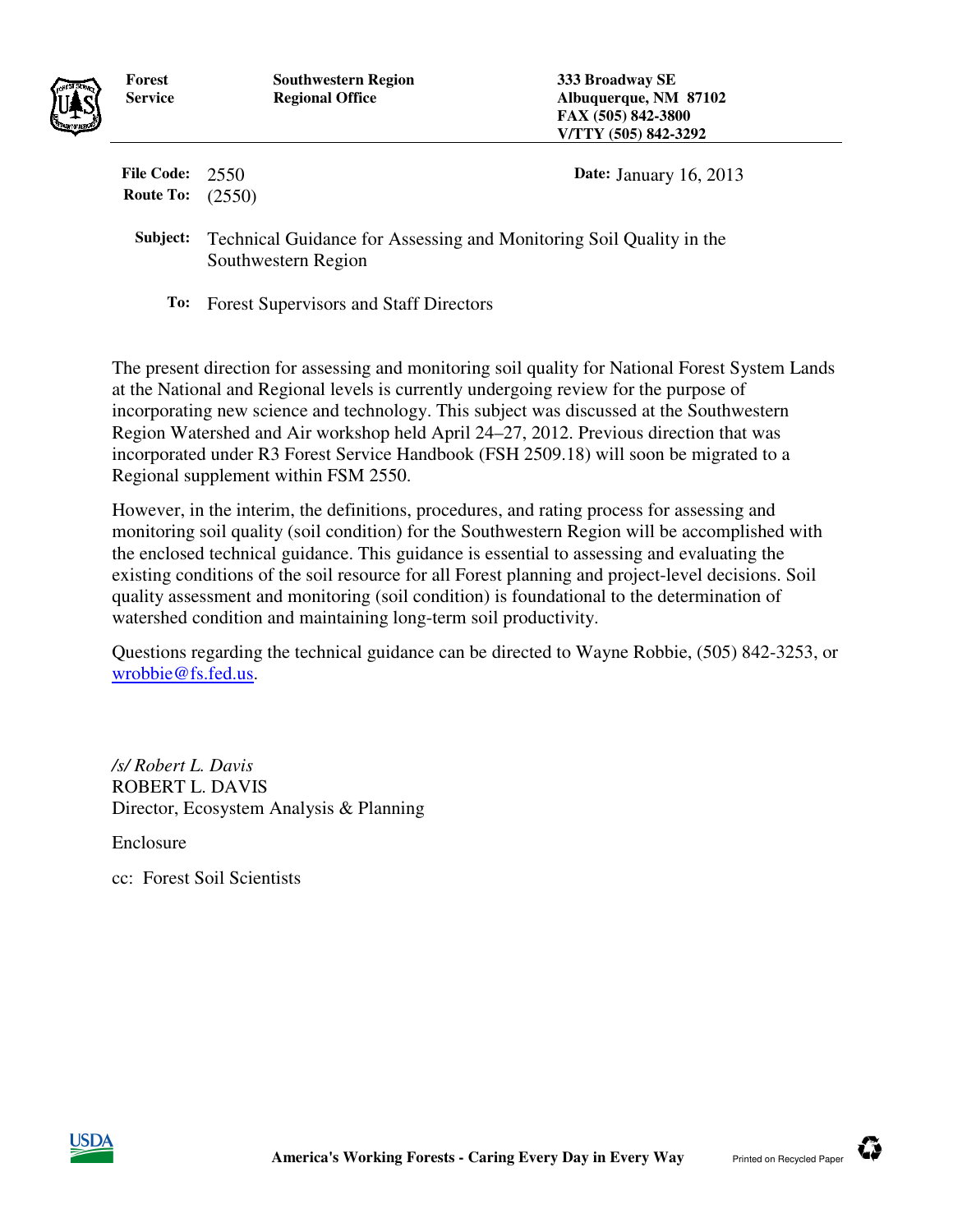**Forest Service**

**Southwestern Region Regional Office**

**333 Broadway SE**
**Albuquerque, NM 87102**
**FAX (505) 842-3800**
**V/TTY (505) 842-3292**

**File Code:** 2550
**Route To:** (2550)

**Date:** January 16, 2013

**Subject:** Technical Guidance for Assessing and Monitoring Soil Quality in the Southwestern Region

**To:** Forest Supervisors and Staff Directors

The present direction for assessing and monitoring soil quality for National Forest System Lands at the National and Regional levels is currently undergoing review for the purpose of incorporating new science and technology. This subject was discussed at the Southwestern Region Watershed and Air workshop held April 24–27, 2012. Previous direction that was incorporated under R3 Forest Service Handbook (FSH 2509.18) will soon be migrated to a Regional supplement within FSM 2550.

However, in the interim, the definitions, procedures, and rating process for assessing and monitoring soil quality (soil condition) for the Southwestern Region will be accomplished with the enclosed technical guidance. This guidance is essential to assessing and evaluating the existing conditions of the soil resource for all Forest planning and project-level decisions. Soil quality assessment and monitoring (soil condition) is foundational to the determination of watershed condition and maintaining long-term soil productivity.

Questions regarding the technical guidance can be directed to Wayne Robbie, (505) 842-3253, or wrobbie@fs.fed.us.

*/s/ Robert L. Davis*
ROBERT L. DAVIS
Director, Ecosystem Analysis & Planning

Enclosure

cc: Forest Soil Scientists

**America's Working Forests - Caring Every Day in Every Way**

Printed on Recycled Paper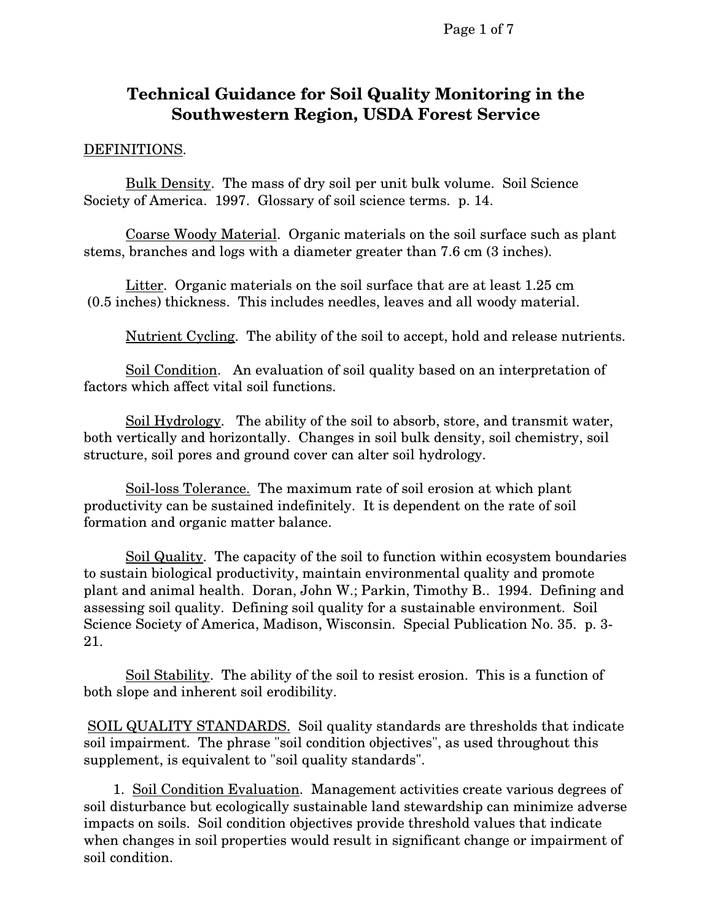# Technical Guidance for Soil Quality Monitoring in the Southwestern Region, USDA Forest Service

DEFINITIONS.

Bulk Density. The mass of dry soil per unit bulk volume. Soil Science Society of America. 1997. Glossary of soil science terms. p. 14.

Coarse Woody Material. Organic materials on the soil surface such as plant stems, branches and logs with a diameter greater than 7.6 cm (3 inches).

Litter. Organic materials on the soil surface that are at least 1.25 cm (0.5 inches) thickness. This includes needles, leaves and all woody material.

Nutrient Cycling. The ability of the soil to accept, hold and release nutrients.

Soil Condition. An evaluation of soil quality based on an interpretation of factors which affect vital soil functions.

Soil Hydrology. The ability of the soil to absorb, store, and transmit water, both vertically and horizontally. Changes in soil bulk density, soil chemistry, soil structure, soil pores and ground cover can alter soil hydrology.

Soil-loss Tolerance. The maximum rate of soil erosion at which plant productivity can be sustained indefinitely. It is dependent on the rate of soil formation and organic matter balance.

Soil Quality. The capacity of the soil to function within ecosystem boundaries to sustain biological productivity, maintain environmental quality and promote plant and animal health. Doran, John W.; Parkin, Timothy B.. 1994. Defining and assessing soil quality. Defining soil quality for a sustainable environment. Soil Science Society of America, Madison, Wisconsin. Special Publication No. 35. p. 3-21.

Soil Stability. The ability of the soil to resist erosion. This is a function of both slope and inherent soil erodibility.

SOIL QUALITY STANDARDS. Soil quality standards are thresholds that indicate soil impairment. The phrase "soil condition objectives", as used throughout this supplement, is equivalent to "soil quality standards".

1. Soil Condition Evaluation. Management activities create various degrees of soil disturbance but ecologically sustainable land stewardship can minimize adverse impacts on soils. Soil condition objectives provide threshold values that indicate when changes in soil properties would result in significant change or impairment of soil condition.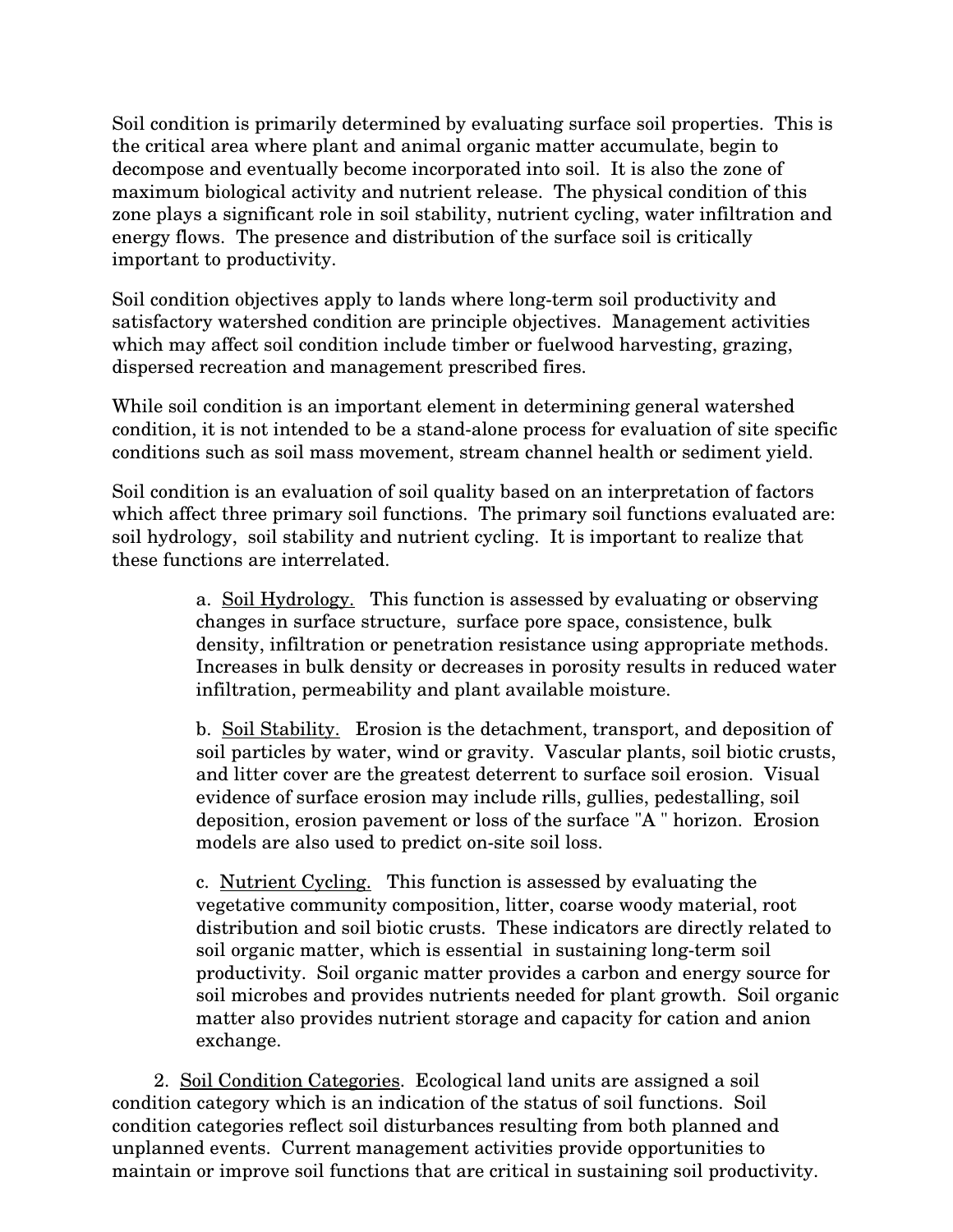Soil condition is primarily determined by evaluating surface soil properties. This is the critical area where plant and animal organic matter accumulate, begin to decompose and eventually become incorporated into soil. It is also the zone of maximum biological activity and nutrient release. The physical condition of this zone plays a significant role in soil stability, nutrient cycling, water infiltration and energy flows. The presence and distribution of the surface soil is critically important to productivity.

Soil condition objectives apply to lands where long-term soil productivity and satisfactory watershed condition are principle objectives. Management activities which may affect soil condition include timber or fuelwood harvesting, grazing, dispersed recreation and management prescribed fires.

While soil condition is an important element in determining general watershed condition, it is not intended to be a stand-alone process for evaluation of site specific conditions such as soil mass movement, stream channel health or sediment yield.

Soil condition is an evaluation of soil quality based on an interpretation of factors which affect three primary soil functions. The primary soil functions evaluated are: soil hydrology, soil stability and nutrient cycling. It is important to realize that these functions are interrelated.

> a. <u>Soil Hydrology.</u> This function is assessed by evaluating or observing changes in surface structure, surface pore space, consistence, bulk density, infiltration or penetration resistance using appropriate methods. Increases in bulk density or decreases in porosity results in reduced water infiltration, permeability and plant available moisture.
>
> b. <u>Soil Stability.</u> Erosion is the detachment, transport, and deposition of soil particles by water, wind or gravity. Vascular plants, soil biotic crusts, and litter cover are the greatest deterrent to surface soil erosion. Visual evidence of surface erosion may include rills, gullies, pedestalling, soil deposition, erosion pavement or loss of the surface "A " horizon. Erosion models are also used to predict on-site soil loss.
>
> c. <u>Nutrient Cycling.</u> This function is assessed by evaluating the vegetative community composition, litter, coarse woody material, root distribution and soil biotic crusts. These indicators are directly related to soil organic matter, which is essential in sustaining long-term soil productivity. Soil organic matter provides a carbon and energy source for soil microbes and provides nutrients needed for plant growth. Soil organic matter also provides nutrient storage and capacity for cation and anion exchange.

2. <u>Soil Condition Categories</u>. Ecological land units are assigned a soil condition category which is an indication of the status of soil functions. Soil condition categories reflect soil disturbances resulting from both planned and unplanned events. Current management activities provide opportunities to maintain or improve soil functions that are critical in sustaining soil productivity.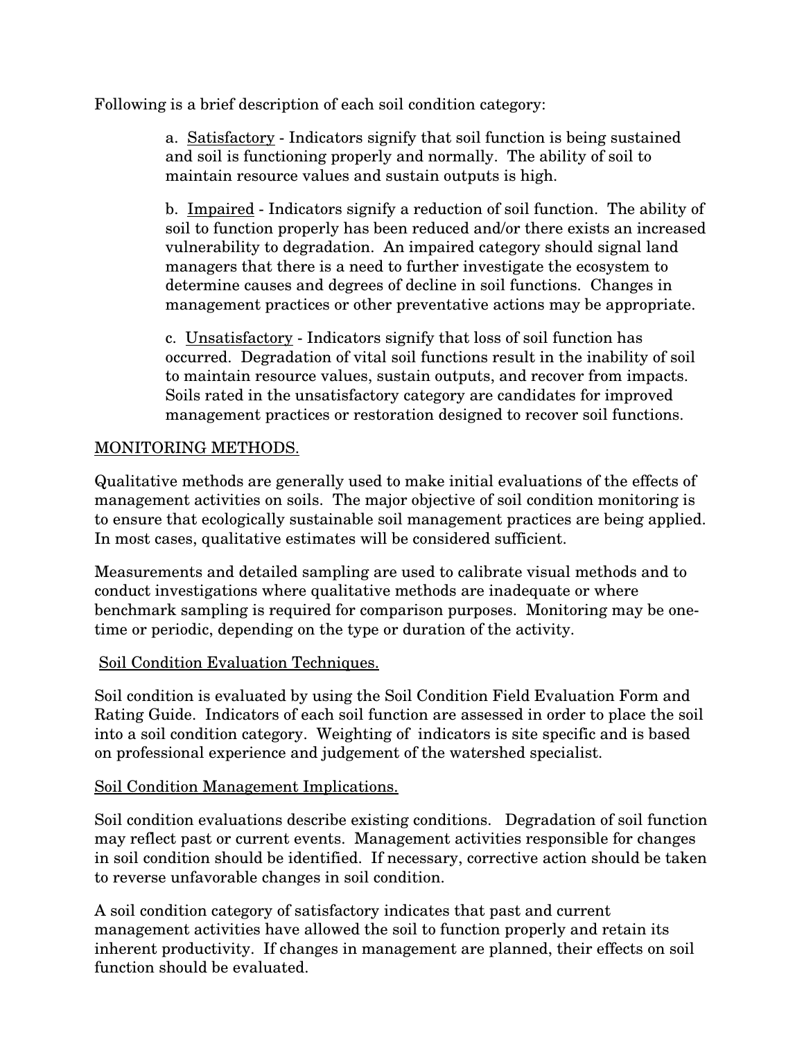Following is a brief description of each soil condition category:

a. Satisfactory - Indicators signify that soil function is being sustained and soil is functioning properly and normally. The ability of soil to maintain resource values and sustain outputs is high.

b. Impaired - Indicators signify a reduction of soil function. The ability of soil to function properly has been reduced and/or there exists an increased vulnerability to degradation. An impaired category should signal land managers that there is a need to further investigate the ecosystem to determine causes and degrees of decline in soil functions. Changes in management practices or other preventative actions may be appropriate.

c. Unsatisfactory - Indicators signify that loss of soil function has occurred. Degradation of vital soil functions result in the inability of soil to maintain resource values, sustain outputs, and recover from impacts. Soils rated in the unsatisfactory category are candidates for improved management practices or restoration designed to recover soil functions.

## MONITORING METHODS.

Qualitative methods are generally used to make initial evaluations of the effects of management activities on soils. The major objective of soil condition monitoring is to ensure that ecologically sustainable soil management practices are being applied. In most cases, qualitative estimates will be considered sufficient.

Measurements and detailed sampling are used to calibrate visual methods and to conduct investigations where qualitative methods are inadequate or where benchmark sampling is required for comparison purposes. Monitoring may be one-time or periodic, depending on the type or duration of the activity.

### Soil Condition Evaluation Techniques.

Soil condition is evaluated by using the Soil Condition Field Evaluation Form and Rating Guide. Indicators of each soil function are assessed in order to place the soil into a soil condition category. Weighting of indicators is site specific and is based on professional experience and judgement of the watershed specialist.

### Soil Condition Management Implications.

Soil condition evaluations describe existing conditions. Degradation of soil function may reflect past or current events. Management activities responsible for changes in soil condition should be identified. If necessary, corrective action should be taken to reverse unfavorable changes in soil condition.

A soil condition category of satisfactory indicates that past and current management activities have allowed the soil to function properly and retain its inherent productivity. If changes in management are planned, their effects on soil function should be evaluated.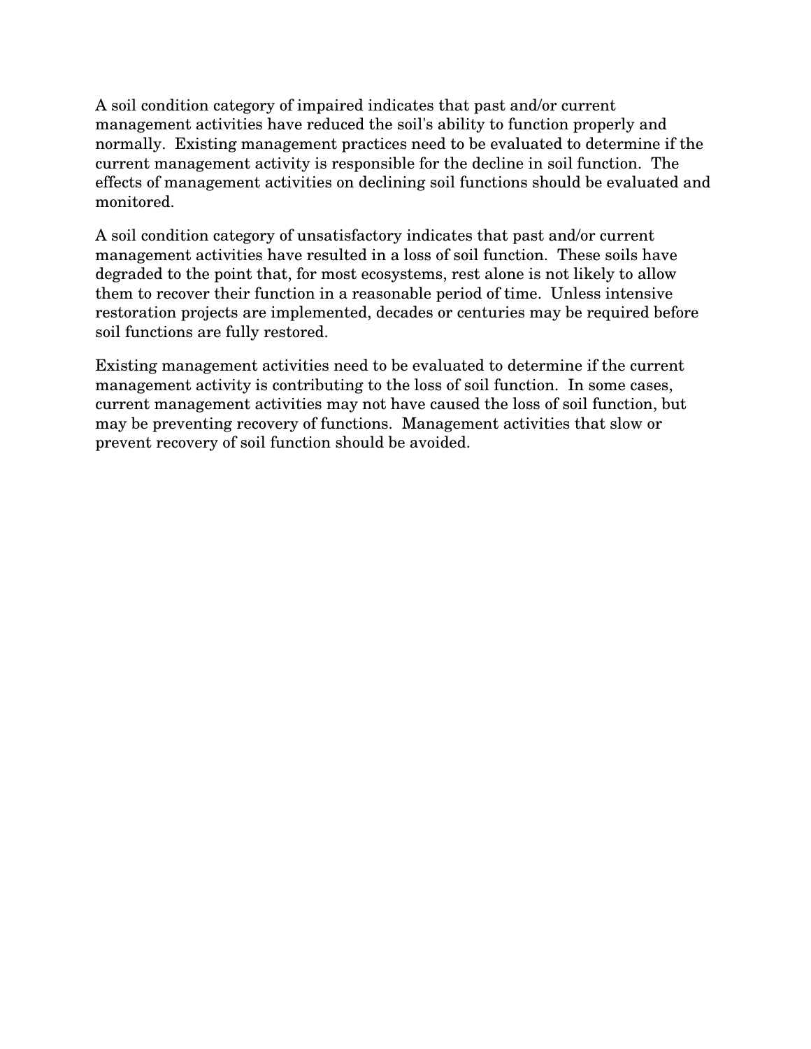A soil condition category of impaired indicates that past and/or current management activities have reduced the soil's ability to function properly and normally.  Existing management practices need to be evaluated to determine if the current management activity is responsible for the decline in soil function.  The effects of management activities on declining soil functions should be evaluated and monitored.

A soil condition category of unsatisfactory indicates that past and/or current management activities have resulted in a loss of soil function.  These soils have degraded to the point that, for most ecosystems, rest alone is not likely to allow them to recover their function in a reasonable period of time.  Unless intensive restoration projects are implemented, decades or centuries may be required before soil functions are fully restored.

Existing management activities need to be evaluated to determine if the current management activity is contributing to the loss of soil function.  In some cases, current management activities may not have caused the loss of soil function, but may be preventing recovery of functions.  Management activities that slow or prevent recovery of soil function should be avoided.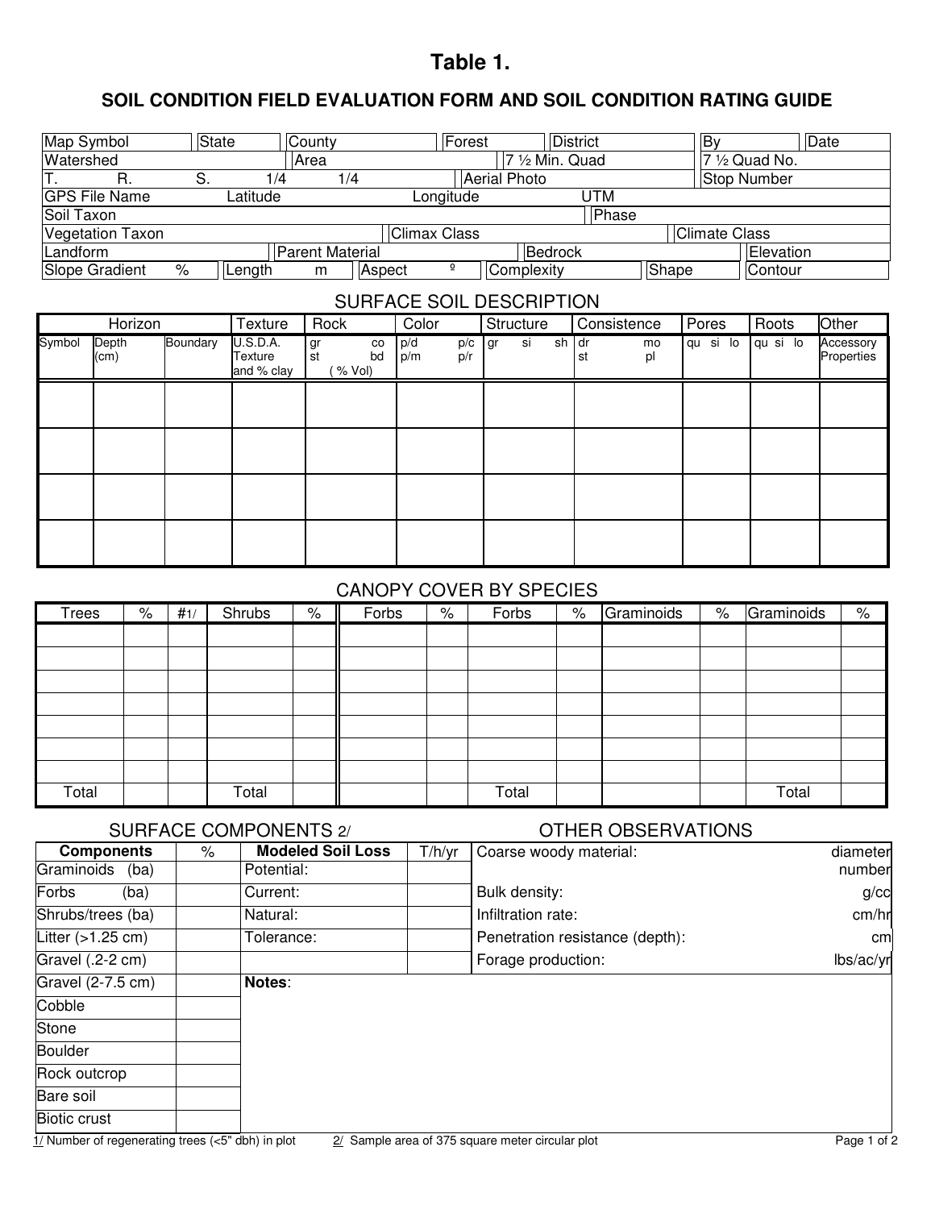# Table 1.

## SOIL CONDITION FIELD EVALUATION FORM AND SOIL CONDITION RATING GUIDE

| Map Symbol | State | County | Forest | District | By | Date |
|---|---|---|---|---|---|---|
| Watershed | | Area | | 7 ½ Min. Quad | 7 ½ Quad No. | |
| T. R. S. 1/4 1/4 | | | Aerial Photo | | Stop Number | |
| GPS File Name | Latitude | | Longitude | UTM | | |
| Soil Taxon | | | | Phase | | |
| Vegetation Taxon | | Climax Class | | | Climate Class | |
| Landform | Parent Material | | Bedrock | | Elevation | |
| Slope Gradient % | Length m | Aspect º | Complexity | Shape | Contour | |

### SURFACE SOIL DESCRIPTION

| Horizon | | | Texture | Rock | Color | Structure | Consistence | Pores | Roots | Other |
|---|---|---|---|---|---|---|---|---|---|---|
| Symbol | Depth (cm) | Boundary | U.S.D.A. Texture and % clay | gr co st bd ( % Vol) | p/d p/c p/m p/r | gr si sh | dr mo st pl | qu si lo | qu si lo | Accessory Properties |
| | | | | | | | | | | |
| | | | | | | | | | | |
| | | | | | | | | | | |
| | | | | | | | | | | |

### CANOPY COVER BY SPECIES

| Trees | % | #1/ | Shrubs | % | Forbs | % | Forbs | % | Graminoids | % | Graminoids | % |
|---|---|---|---|---|---|---|---|---|---|---|---|---|
| | | | | | | | | | | | | |
| | | | | | | | | | | | | |
| | | | | | | | | | | | | |
| | | | | | | | | | | | | |
| | | | | | | | | | | | | |
| | | | | | | | | | | | | |
| | | | | | | | | | | | | |
| Total | | | Total | | | | Total | | | | Total | |

### SURFACE COMPONENTS 2/

| Components | % | Modeled Soil Loss | T/h/yr |
|---|---|---|---|
| Graminoids (ba) | | Potential: | |
| Forbs (ba) | | Current: | |
| Shrubs/trees (ba) | | Natural: | |
| Litter (>1.25 cm) | | Tolerance: | |
| Gravel (.2-2 cm) | | | |
| Gravel (2-7.5 cm) | | **Notes**: | |
| Cobble | | | |
| Stone | | | |
| Boulder | | | |
| Rock outcrop | | | |
| Bare soil | | | |
| Biotic crust | | | |

### OTHER OBSERVATIONS

| Observation | Units |
|---|---|
| Coarse woody material: | diameter number |
| Bulk density: | g/cc |
| Infiltration rate: | cm/hr |
| Penetration resistance (depth): | cm |
| Forage production: | lbs/ac/yr |

1/ Number of regenerating trees (<5" dbh) in plot

2/ Sample area of 375 square meter circular plot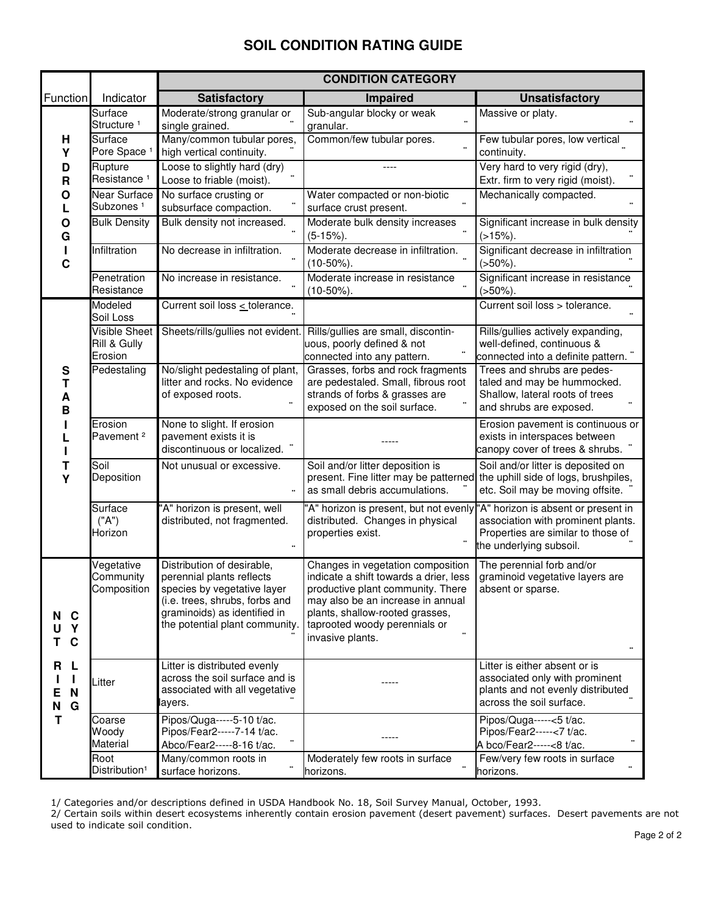# SOIL CONDITION RATING GUIDE

| Function | Indicator | CONDITION CATEGORY | | |
|---|---|---|---|---|
| | | **Satisfactory** | **Impaired** | **Unsatisfactory** |
| HYDROLOGIC | Surface Structure [1] | Moderate/strong granular or single grained. | Sub-angular blocky or weak granular. | Massive or platy. |
| | Surface Pore Space [1] | Many/common tubular pores, high vertical continuity. | Common/few tubular pores. | Few tubular pores, low vertical continuity. |
| | Rupture Resistance [1] | Loose to slightly hard (dry) Loose to friable (moist). | ---- | Very hard to very rigid (dry), Extr. firm to very rigid (moist). |
| | Near Surface Subzones [1] | No surface crusting or subsurface compaction. | Water compacted or non-biotic surface crust present. | Mechanically compacted. |
| | Bulk Density | Bulk density not increased. | Moderate bulk density increases (5-15%). | Significant increase in bulk density (>15%). |
| | Infiltration | No decrease in infiltration. | Moderate decrease in infiltration. (10-50%). | Significant decrease in infiltration (>50%). |
| | Penetration Resistance | No increase in resistance. | Moderate increase in resistance (10-50%). | Significant increase in resistance (>50%). |
| STABILITY | Modeled Soil Loss | Current soil loss ≤ tolerance. | | Current soil loss > tolerance. |
| | Visible Sheet Rill & Gully Erosion | Sheets/rills/gullies not evident. | Rills/gullies are small, discontinuous, poorly defined & not connected into any pattern. | Rills/gullies actively expanding, well-defined, continuous & connected into a definite pattern. |
| | Pedestaling | No/slight pedestaling of plant, litter and rocks. No evidence of exposed roots. | Grasses, forbs and rock fragments are pedestaled. Small, fibrous root strands of forbs & grasses are exposed on the soil surface. | Trees and shrubs are pedestaled and may be hummocked. Shallow, lateral roots of trees and shrubs are exposed. |
| | Erosion Pavement [2] | None to slight. If erosion pavement exists it is discontinuous or localized. | ----- | Erosion pavement is continuous or exists in interspaces between canopy cover of trees & shrubs. |
| | Soil Deposition | Not unusual or excessive. | Soil and/or litter deposition is present. Fine litter may be patterned as small debris accumulations. | Soil and/or litter is deposited on the uphill side of logs, brushpiles, etc. Soil may be moving offsite. |
| | Surface ("A") Horizon | "A" horizon is present, well distributed, not fragmented. | "A" horizon is present, but not evenly distributed. Changes in physical properties exist. | "A" horizon is absent or present in association with prominent plants. Properties are similar to those of the underlying subsoil. |
| NUTRIENT CYCLING | Vegetative Community Composition | Distribution of desirable, perennial plants reflects species by vegetative layer (i.e. trees, shrubs, forbs and graminoids) as identified in the potential plant community. | Changes in vegetation composition indicate a shift towards a drier, less productive plant community. There may also be an increase in annual plants, shallow-rooted grasses, taprooted woody perennials or invasive plants. | The perennial forb and/or graminoid vegetative layers are absent or sparse. |
| | Litter | Litter is distributed evenly across the soil surface and is associated with all vegetative layers. | ----- | Litter is either absent or is associated only with prominent plants and not evenly distributed across the soil surface. |
| | Coarse Woody Material | Pipos/Quga-----5-10 t/ac. Pipos/Fear2-----7-14 t/ac. Abco/Fear2-----8-16 t/ac. | ----- | Pipos/Quga-----<5 t/ac. Pipos/Fear2-----<7 t/ac. A bco/Fear2-----<8 t/ac. |
| | Root Distribution[1] | Many/common roots in surface horizons. | Moderately few roots in surface horizons. | Few/very few roots in surface horizons. |

1/ Categories and/or descriptions defined in USDA Handbook No. 18, Soil Survey Manual, October, 1993.
2/ Certain soils within desert ecosystems inherently contain erosion pavement (desert pavement) surfaces. Desert pavements are not used to indicate soil condition.